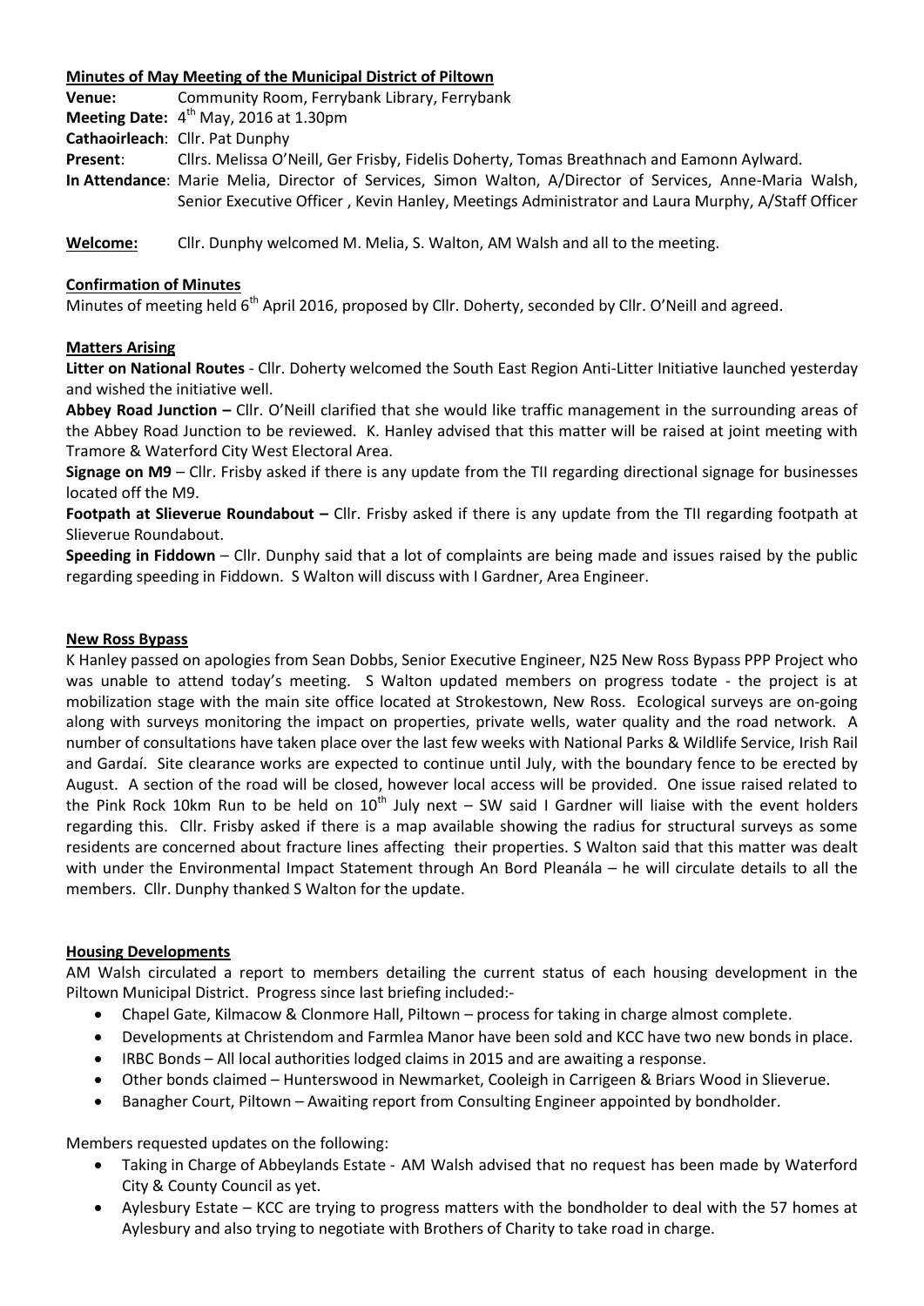**Minutes of May Meeting of the Municipal District of Piltown**

**Venue:** Community Room, Ferrybank Library, Ferrybank

**Meeting Date:** 4th May, 2016 at 1.30pm

**Cathaoirleach**: Cllr. Pat Dunphy

**Present**: Cllrs. Melissa O'Neill, Ger Frisby, Fidelis Doherty, Tomas Breathnach and Eamonn Aylward.

**In Attendance**: Marie Melia, Director of Services, Simon Walton, A/Director of Services, Anne-Maria Walsh, Senior Executive Officer , Kevin Hanley, Meetings Administrator and Laura Murphy, A/Staff Officer

**Welcome:** Cllr. Dunphy welcomed M. Melia, S. Walton, AM Walsh and all to the meeting.

**Confirmation of Minutes**

Minutes of meeting held 6th April 2016, proposed by Cllr. Doherty, seconded by Cllr. O'Neill and agreed.

**Matters Arising**

**Litter on National Routes** - Cllr. Doherty welcomed the South East Region Anti-Litter Initiative launched yesterday and wished the initiative well.

**Abbey Road Junction –** Cllr. O'Neill clarified that she would like traffic management in the surrounding areas of the Abbey Road Junction to be reviewed. K. Hanley advised that this matter will be raised at joint meeting with Tramore & Waterford City West Electoral Area.

**Signage on M9** – Cllr. Frisby asked if there is any update from the TII regarding directional signage for businesses located off the M9.

**Footpath at Slieverue Roundabout –** Cllr. Frisby asked if there is any update from the TII regarding footpath at Slieverue Roundabout.

**Speeding in Fiddown** – Cllr. Dunphy said that a lot of complaints are being made and issues raised by the public regarding speeding in Fiddown. S Walton will discuss with I Gardner, Area Engineer.

**New Ross Bypass**

K Hanley passed on apologies from Sean Dobbs, Senior Executive Engineer, N25 New Ross Bypass PPP Project who was unable to attend today's meeting. S Walton updated members on progress todate - the project is at mobilization stage with the main site office located at Strokestown, New Ross. Ecological surveys are on-going along with surveys monitoring the impact on properties, private wells, water quality and the road network. A number of consultations have taken place over the last few weeks with National Parks & Wildlife Service, Irish Rail and Gardaí. Site clearance works are expected to continue until July, with the boundary fence to be erected by August. A section of the road will be closed, however local access will be provided. One issue raised related to the Pink Rock 10km Run to be held on 10th July next – SW said I Gardner will liaise with the event holders regarding this. Cllr. Frisby asked if there is a map available showing the radius for structural surveys as some residents are concerned about fracture lines affecting their properties. S Walton said that this matter was dealt with under the Environmental Impact Statement through An Bord Pleanála – he will circulate details to all the members. Cllr. Dunphy thanked S Walton for the update.

**Housing Developments**

AM Walsh circulated a report to members detailing the current status of each housing development in the Piltown Municipal District. Progress since last briefing included:-

- Chapel Gate, Kilmacow & Clonmore Hall, Piltown – process for taking in charge almost complete.
- Developments at Christendom and Farmlea Manor have been sold and KCC have two new bonds in place.
- IRBC Bonds – All local authorities lodged claims in 2015 and are awaiting a response.
- Other bonds claimed – Hunterswood in Newmarket, Cooleigh in Carrigeen & Briars Wood in Slieverue.
- Banagher Court, Piltown – Awaiting report from Consulting Engineer appointed by bondholder.

Members requested updates on the following:

- Taking in Charge of Abbeylands Estate - AM Walsh advised that no request has been made by Waterford City & County Council as yet.
- Aylesbury Estate – KCC are trying to progress matters with the bondholder to deal with the 57 homes at Aylesbury and also trying to negotiate with Brothers of Charity to take road in charge.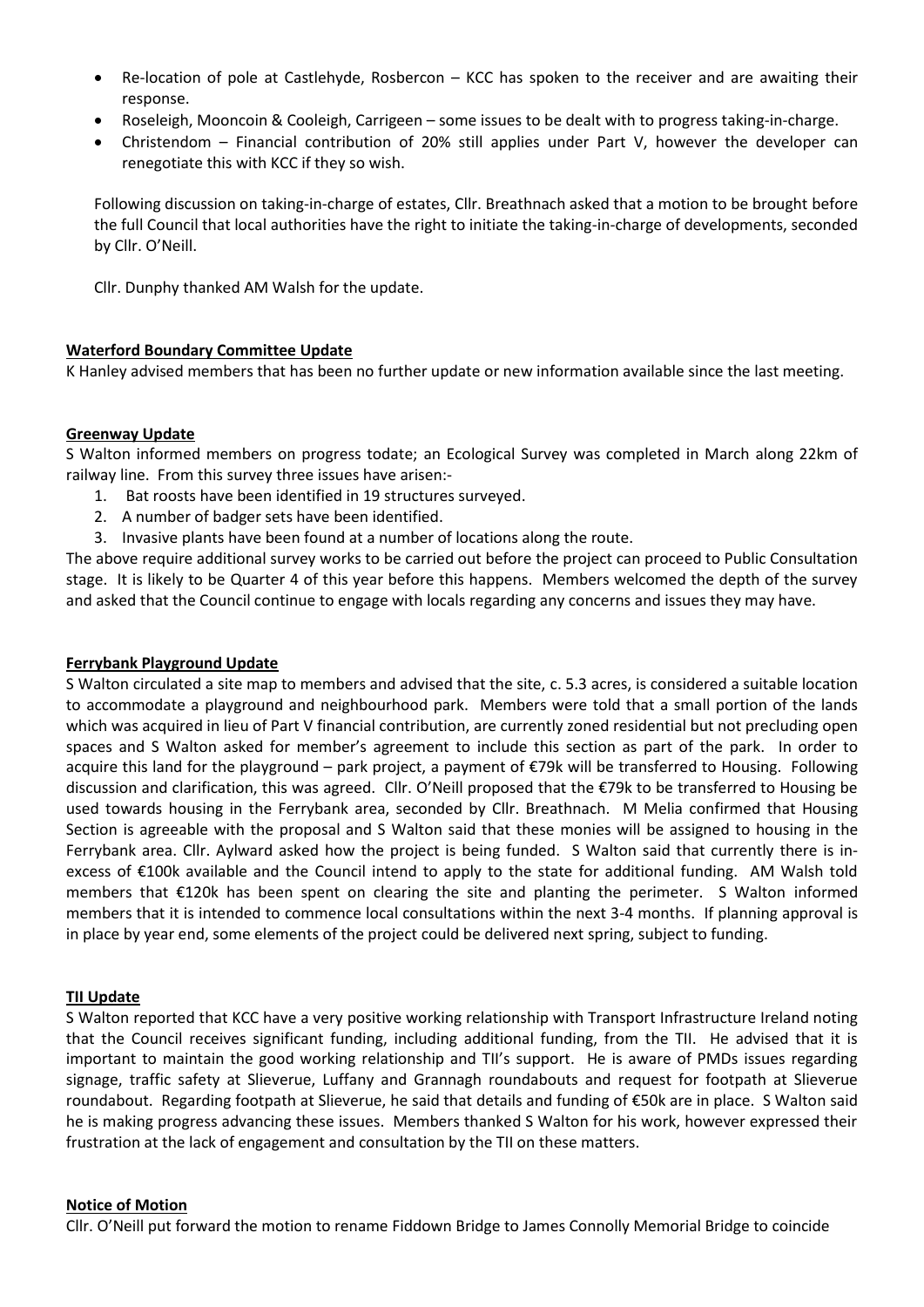- Re-location of pole at Castlehyde, Rosbercon – KCC has spoken to the receiver and are awaiting their response.
- Roseleigh, Mooncoin & Cooleigh, Carrigeen – some issues to be dealt with to progress taking-in-charge.
- Christendom – Financial contribution of 20% still applies under Part V, however the developer can renegotiate this with KCC if they so wish.

Following discussion on taking-in-charge of estates, Cllr. Breathnach asked that a motion to be brought before the full Council that local authorities have the right to initiate the taking-in-charge of developments, seconded by Cllr. O'Neill.

Cllr. Dunphy thanked AM Walsh for the update.

**Waterford Boundary Committee Update**

K Hanley advised members that has been no further update or new information available since the last meeting.

**Greenway Update**

S Walton informed members on progress todate; an Ecological Survey was completed in March along 22km of railway line. From this survey three issues have arisen:-

1. Bat roosts have been identified in 19 structures surveyed.
2. A number of badger sets have been identified.
3. Invasive plants have been found at a number of locations along the route.

The above require additional survey works to be carried out before the project can proceed to Public Consultation stage. It is likely to be Quarter 4 of this year before this happens. Members welcomed the depth of the survey and asked that the Council continue to engage with locals regarding any concerns and issues they may have.

**Ferrybank Playground Update**

S Walton circulated a site map to members and advised that the site, c. 5.3 acres, is considered a suitable location to accommodate a playground and neighbourhood park. Members were told that a small portion of the lands which was acquired in lieu of Part V financial contribution, are currently zoned residential but not precluding open spaces and S Walton asked for member's agreement to include this section as part of the park. In order to acquire this land for the playground – park project, a payment of €79k will be transferred to Housing. Following discussion and clarification, this was agreed. Cllr. O'Neill proposed that the €79k to be transferred to Housing be used towards housing in the Ferrybank area, seconded by Cllr. Breathnach. M Melia confirmed that Housing Section is agreeable with the proposal and S Walton said that these monies will be assigned to housing in the Ferrybank area. Cllr. Aylward asked how the project is being funded. S Walton said that currently there is in-excess of €100k available and the Council intend to apply to the state for additional funding. AM Walsh told members that €120k has been spent on clearing the site and planting the perimeter. S Walton informed members that it is intended to commence local consultations within the next 3-4 months. If planning approval is in place by year end, some elements of the project could be delivered next spring, subject to funding.

**TII Update**

S Walton reported that KCC have a very positive working relationship with Transport Infrastructure Ireland noting that the Council receives significant funding, including additional funding, from the TII. He advised that it is important to maintain the good working relationship and TII's support. He is aware of PMDs issues regarding signage, traffic safety at Slieverue, Luffany and Grannagh roundabouts and request for footpath at Slieverue roundabout. Regarding footpath at Slieverue, he said that details and funding of €50k are in place. S Walton said he is making progress advancing these issues. Members thanked S Walton for his work, however expressed their frustration at the lack of engagement and consultation by the TII on these matters.

**Notice of Motion**

Cllr. O'Neill put forward the motion to rename Fiddown Bridge to James Connolly Memorial Bridge to coincide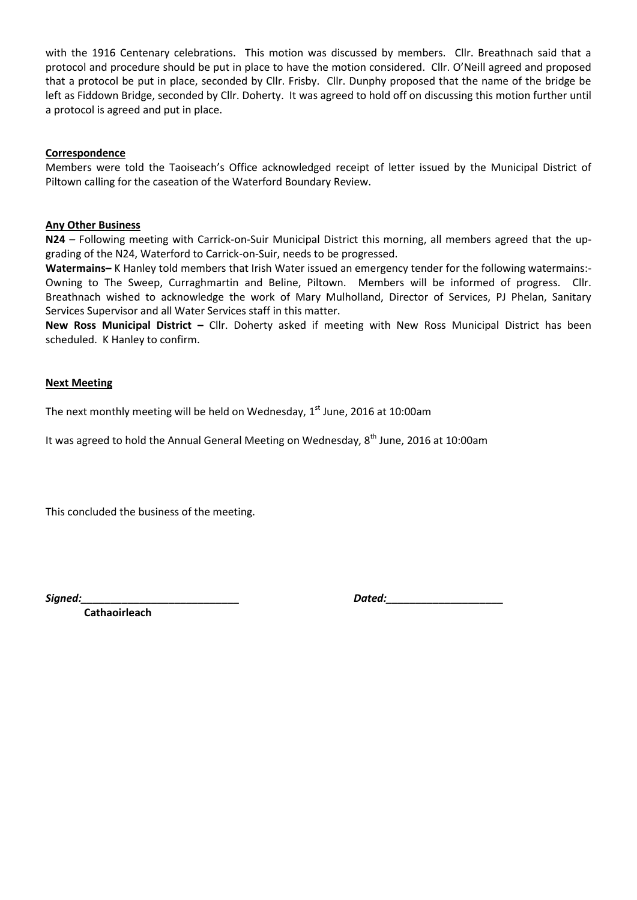with the 1916 Centenary celebrations. This motion was discussed by members. Cllr. Breathnach said that a protocol and procedure should be put in place to have the motion considered. Cllr. O'Neill agreed and proposed that a protocol be put in place, seconded by Cllr. Frisby. Cllr. Dunphy proposed that the name of the bridge be left as Fiddown Bridge, seconded by Cllr. Doherty. It was agreed to hold off on discussing this motion further until a protocol is agreed and put in place.

**Correspondence**

Members were told the Taoiseach's Office acknowledged receipt of letter issued by the Municipal District of Piltown calling for the caseation of the Waterford Boundary Review.

**Any Other Business**

**N24** – Following meeting with Carrick-on-Suir Municipal District this morning, all members agreed that the up-grading of the N24, Waterford to Carrick-on-Suir, needs to be progressed.

**Watermains–** K Hanley told members that Irish Water issued an emergency tender for the following watermains:- Owning to The Sweep, Curraghmartin and Beline, Piltown. Members will be informed of progress. Cllr. Breathnach wished to acknowledge the work of Mary Mulholland, Director of Services, PJ Phelan, Sanitary Services Supervisor and all Water Services staff in this matter.

**New Ross Municipal District –** Cllr. Doherty asked if meeting with New Ross Municipal District has been scheduled. K Hanley to confirm.

**Next Meeting**

The next monthly meeting will be held on Wednesday, 1st June, 2016 at 10:00am

It was agreed to hold the Annual General Meeting on Wednesday, 8th June, 2016 at 10:00am

This concluded the business of the meeting.

***Signed:***___________________________ ***Dated:***____________________

**Cathaoirleach**